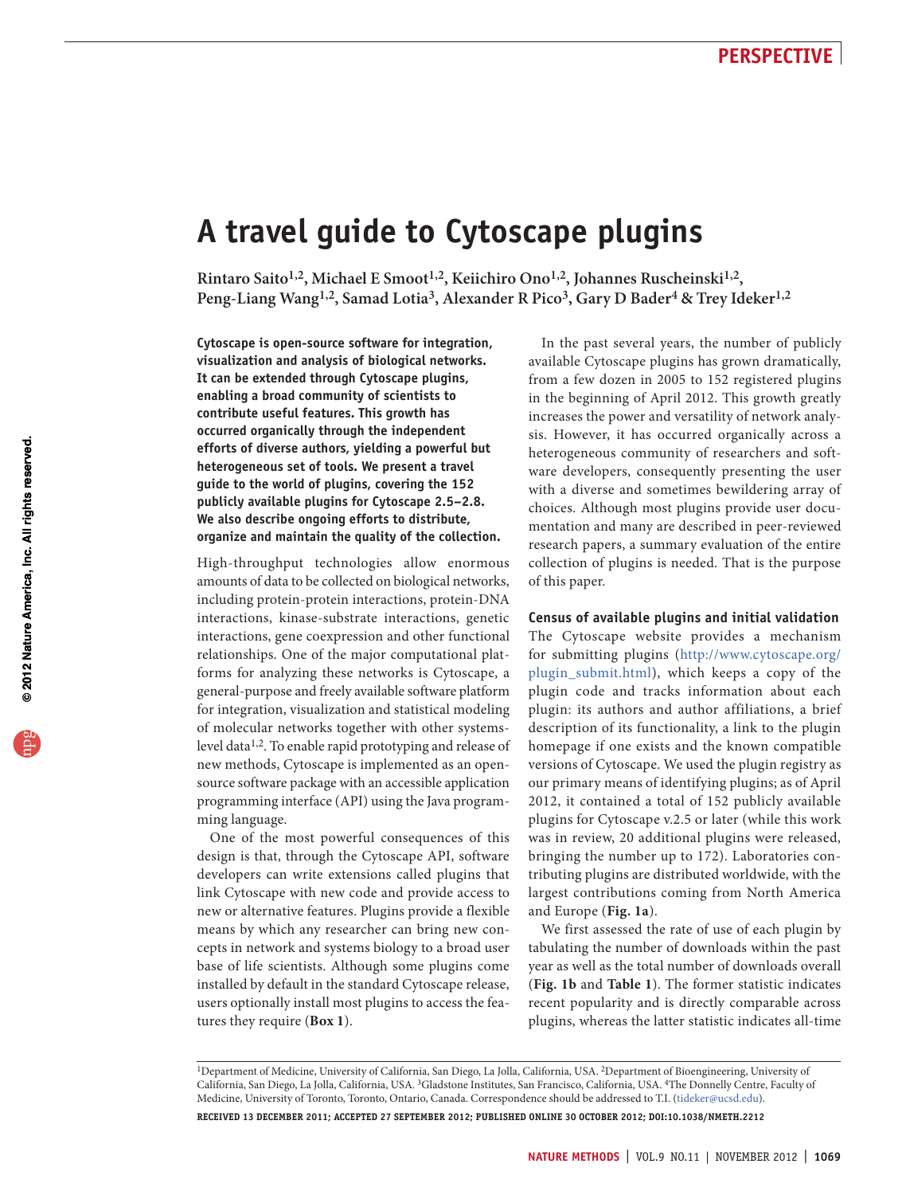# A travel guide to Cytoscape plugins

**Rintaro Saito[1,2], Michael E Smoot[1,2], Keiichiro Ono[1,2], Johannes Ruscheinski[1,2], Peng-Liang Wang[1,2], Samad Lotia[3], Alexander R Pico[3], Gary D Bader[4] & Trey Ideker[1,2]**

**Cytoscape is open-source software for integration, visualization and analysis of biological networks. It can be extended through Cytoscape plugins, enabling a broad community of scientists to contribute useful features. This growth has occurred organically through the independent efforts of diverse authors, yielding a powerful but heterogeneous set of tools. We present a travel guide to the world of plugins, covering the 152 publicly available plugins for Cytoscape 2.5–2.8. We also describe ongoing efforts to distribute, organize and maintain the quality of the collection.**

High-throughput technologies allow enormous amounts of data to be collected on biological networks, including protein-protein interactions, protein-DNA interactions, kinase-substrate interactions, genetic interactions, gene coexpression and other functional relationships. One of the major computational platforms for analyzing these networks is Cytoscape, a general-purpose and freely available software platform for integration, visualization and statistical modeling of molecular networks together with other systems-level data[1,2]. To enable rapid prototyping and release of new methods, Cytoscape is implemented as an open-source software package with an accessible application programming interface (API) using the Java programming language.

One of the most powerful consequences of this design is that, through the Cytoscape API, software developers can write extensions called plugins that link Cytoscape with new code and provide access to new or alternative features. Plugins provide a flexible means by which any researcher can bring new concepts in network and systems biology to a broad user base of life scientists. Although some plugins come installed by default in the standard Cytoscape release, users optionally install most plugins to access the features they require (**Box 1**).

In the past several years, the number of publicly available Cytoscape plugins has grown dramatically, from a few dozen in 2005 to 152 registered plugins in the beginning of April 2012. This growth greatly increases the power and versatility of network analysis. However, it has occurred organically across a heterogeneous community of researchers and software developers, consequently presenting the user with a diverse and sometimes bewildering array of choices. Although most plugins provide user documentation and many are described in peer-reviewed research papers, a summary evaluation of the entire collection of plugins is needed. That is the purpose of this paper.

## Census of available plugins and initial validation

The Cytoscape website provides a mechanism for submitting plugins (http://www.cytoscape.org/plugin_submit.html), which keeps a copy of the plugin code and tracks information about each plugin: its authors and author affiliations, a brief description of its functionality, a link to the plugin homepage if one exists and the known compatible versions of Cytoscape. We used the plugin registry as our primary means of identifying plugins; as of April 2012, it contained a total of 152 publicly available plugins for Cytoscape v.2.5 or later (while this work was in review, 20 additional plugins were released, bringing the number up to 172). Laboratories contributing plugins are distributed worldwide, with the largest contributions coming from North America and Europe (**Fig. 1a**).

We first assessed the rate of use of each plugin by tabulating the number of downloads within the past year as well as the total number of downloads overall (**Fig. 1b** and **Table 1**). The former statistic indicates recent popularity and is directly comparable across plugins, whereas the latter statistic indicates all-time

[1]Department of Medicine, University of California, San Diego, La Jolla, California, USA. [2]Department of Bioengineering, University of California, San Diego, La Jolla, California, USA. [3]Gladstone Institutes, San Francisco, California, USA. [4]The Donnelly Centre, Faculty of Medicine, University of Toronto, Toronto, Ontario, Canada. Correspondence should be addressed to T.I. (tideker@ucsd.edu).

**Received 13 December 2011; accepted 27 September 2012; published online 30 October 2012; doi:10.1038/nmeth.2212**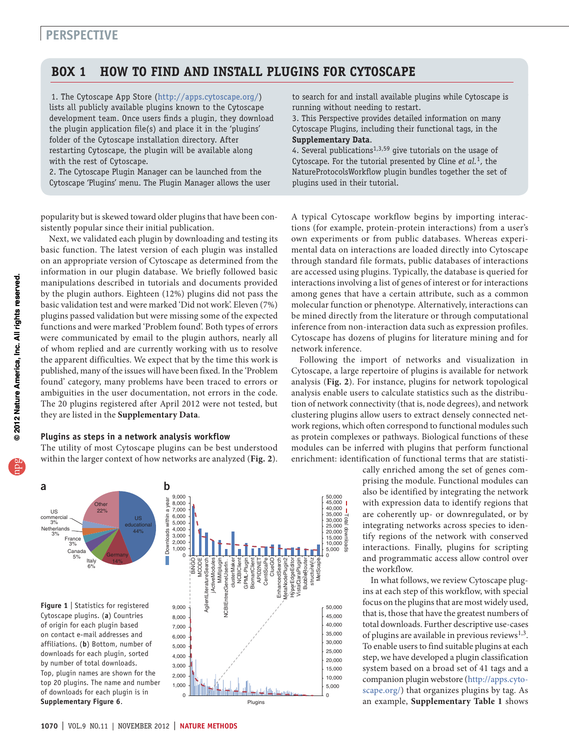## BOX 1 HOW TO FIND AND INSTALL PLUGINS FOR CYTOSCAPE

1. The Cytoscape App Store (http://apps.cytoscape.org/) lists all publicly available plugins known to the Cytoscape development team. Once users finds a plugin, they download the plugin application file(s) and place it in the 'plugins' folder of the Cytoscape installation directory. After restarting Cytoscape, the plugin will be available along with the rest of Cytoscape.
2. The Cytoscape Plugin Manager can be launched from the Cytoscape 'Plugins' menu. The Plugin Manager allows the user to search for and install available plugins while Cytoscape is running without needing to restart.
3. This Perspective provides detailed information on many Cytoscape Plugins, including their functional tags, in the **Supplementary Data**.
4. Several publications[1,3,59] give tutorials on the usage of Cytoscape. For the tutorial presented by Cline *et al.*[1], the NatureProtocolsWorkflow plugin bundles together the set of plugins used in their tutorial.

popularity but is skewed toward older plugins that have been consistently popular since their initial publication.

Next, we validated each plugin by downloading and testing its basic function. The latest version of each plugin was installed on an appropriate version of Cytoscape as determined from the information in our plugin database. We briefly followed basic manipulations described in tutorials and documents provided by the plugin authors. Eighteen (12%) plugins did not pass the basic validation test and were marked 'Did not work'. Eleven (7%) plugins passed validation but were missing some of the expected functions and were marked 'Problem found'. Both types of errors were communicated by email to the plugin authors, nearly all of whom replied and are currently working with us to resolve the apparent difficulties. We expect that by the time this work is published, many of the issues will have been fixed. In the 'Problem found' category, many problems have been traced to errors or ambiguities in the user documentation, not errors in the code. The 20 plugins registered after April 2012 were not tested, but they are listed in the **Supplementary Data**.

### Plugins as steps in a network analysis workflow

The utility of most Cytoscape plugins can be best understood within the larger context of how networks are analyzed (**Fig. 2**). A typical Cytoscape workflow begins by importing interactions (for example, protein-protein interactions) from a user's own experiments or from public databases. Whereas experimental data on interactions are loaded directly into Cytoscape through standard file formats, public databases of interactions are accessed using plugins. Typically, the database is queried for interactions involving a list of genes of interest or for interactions among genes that have a certain attribute, such as a common molecular function or phenotype. Alternatively, interactions can be mined directly from the literature or through computational inference from non-interaction data such as expression profiles. Cytoscape has dozens of plugins for literature mining and for network inference.

Following the import of networks and visualization in Cytoscape, a large repertoire of plugins is available for network analysis (**Fig. 2**). For instance, plugins for network topological analysis enable users to calculate statistics such as the distribution of network connectivity (that is, node degrees), and network clustering plugins allow users to extract densely connected network regions, which often correspond to functional modules such as protein complexes or pathways. Biological functions of these modules can be inferred with plugins that perform functional enrichment: identification of functional terms that are statistically enriched among the set of genes comprising the module. Functional modules can also be identified by integrating the network with expression data to identify regions that are coherently up- or downregulated, or by integrating networks across species to identify regions of the network with conserved interactions. Finally, plugins for scripting and programmatic access allow control over the workflow.

In what follows, we review Cytoscape plugins at each step of this workflow, with special focus on the plugins that are most widely used, that is, those that have the greatest numbers of total downloads. Further descriptive use-cases of plugins are available in previous reviews[1,3]. To enable users to find suitable plugins at each step, we have developed a plugin classification system based on a broad set of 41 tags and a companion plugin webstore (http://apps.cytoscape.org/) that organizes plugins by tag. As an example, **Supplementary Table 1** shows

a

US educational 44%
Germany 14%
Italy 6%
Canada 5%
France 3%
Netherlands 3%
US commercial 3%
Other 22%

b

Downloads within a year
Total downloads
BiNGO, MCODE, AgilentLiteratureSearch, jActiveModules, MMIplugin, NCBIEntrezGeneUserIn., clusterMaker, NCBIClient, GPML-Plugin, BiomartClient, APID2NET, CentiScaPe, ClueGO, EnhancedSearch, MetaNodePlugin2, HyperEdgeEditor, VistaClaraPlugin, BubbleRouter, structureViz, MetScape
Plugins

Figure 1 | Statistics for registered Cytoscape plugins. (**a**) Countries of origin for each plugin based on contact e-mail addresses and affiliations. (**b**) Bottom, number of downloads for each plugin, sorted by number of total downloads. Top, plugin names are shown for the top 20 plugins. The name and number of downloads for each plugin is in **Supplementary Figure 6**.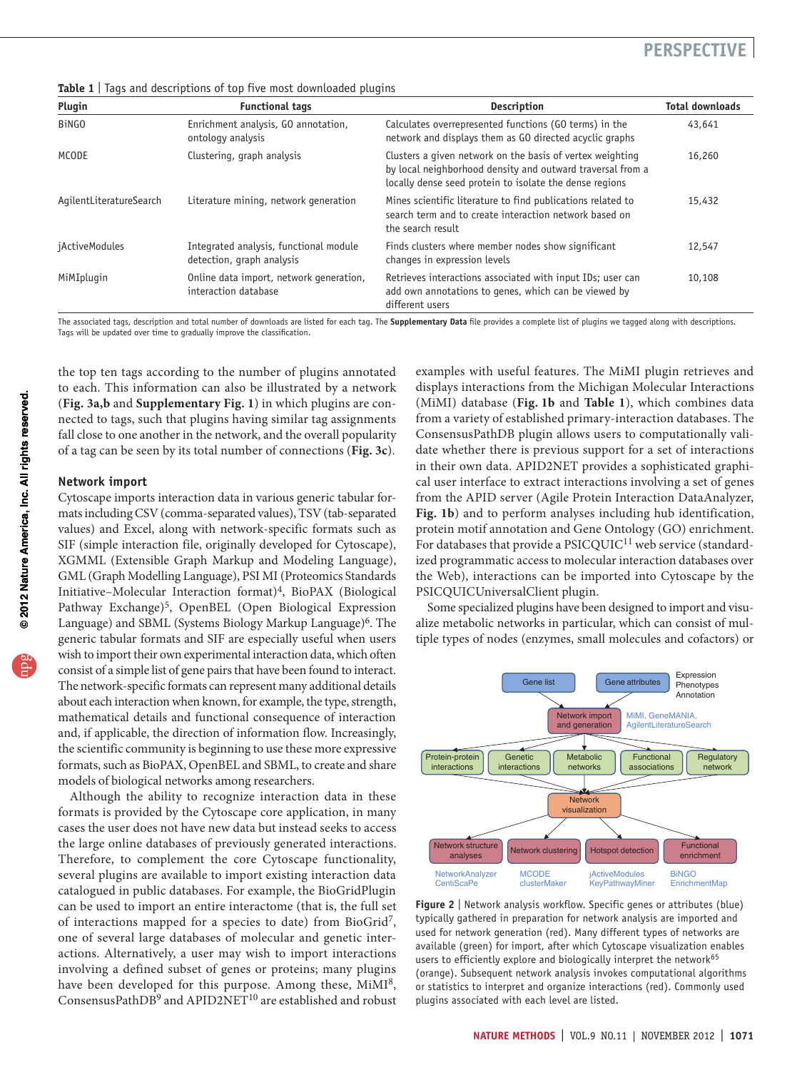**Table 1** | Tags and descriptions of top five most downloaded plugins

| Plugin | Functional tags | Description | Total downloads |
|---|---|---|---|
| BiNGO | Enrichment analysis, GO annotation, ontology analysis | Calculates overrepresented functions (GO terms) in the network and displays them as GO directed acyclic graphs | 43,641 |
| MCODE | Clustering, graph analysis | Clusters a given network on the basis of vertex weighting by local neighborhood density and outward traversal from a locally dense seed protein to isolate the dense regions | 16,260 |
| AgilentLiteratureSearch | Literature mining, network generation | Mines scientific literature to find publications related to search term and to create interaction network based on the search result | 15,432 |
| jActiveModules | Integrated analysis, functional module detection, graph analysis | Finds clusters where member nodes show significant changes in expression levels | 12,547 |
| MiMIplugin | Online data import, network generation, interaction database | Retrieves interactions associated with input IDs; user can add own annotations to genes, which can be viewed by different users | 10,108 |

The associated tags, description and total number of downloads are listed for each tag. The **Supplementary Data** file provides a complete list of plugins we tagged along with descriptions. Tags will be updated over time to gradually improve the classification.

the top ten tags according to the number of plugins annotated to each. This information can also be illustrated by a network (**Fig. 3a,b** and **Supplementary Fig. 1**) in which plugins are connected to tags, such that plugins having similar tag assignments fall close to one another in the network, and the overall popularity of a tag can be seen by its total number of connections (**Fig. 3c**).

### Network import

Cytoscape imports interaction data in various generic tabular formats including CSV (comma-separated values), TSV (tab-separated values) and Excel, along with network-specific formats such as SIF (simple interaction file, originally developed for Cytoscape), XGMML (Extensible Graph Markup and Modeling Language), GML (Graph Modelling Language), PSI MI (Proteomics Standards Initiative–Molecular Interaction format)[4], BioPAX (Biological Pathway Exchange)[5], OpenBEL (Open Biological Expression Language) and SBML (Systems Biology Markup Language)[6]. The generic tabular formats and SIF are especially useful when users wish to import their own experimental interaction data, which often consist of a simple list of gene pairs that have been found to interact. The network-specific formats can represent many additional details about each interaction when known, for example, the type, strength, mathematical details and functional consequence of interaction and, if applicable, the direction of information flow. Increasingly, the scientific community is beginning to use these more expressive formats, such as BioPAX, OpenBEL and SBML, to create and share models of biological networks among researchers.

Although the ability to recognize interaction data in these formats is provided by the Cytoscape core application, in many cases the user does not have new data but instead seeks to access the large online databases of previously generated interactions. Therefore, to complement the core Cytoscape functionality, several plugins are available to import existing interaction data catalogued in public databases. For example, the BioGridPlugin can be used to import an entire interactome (that is, the full set of interactions mapped for a species to date) from BioGrid[7], one of several large databases of molecular and genetic interactions. Alternatively, a user may wish to import interactions involving a defined subset of genes or proteins; many plugins have been developed for this purpose. Among these, MiMI[8], ConsensusPathDB[9] and APID2NET[10] are established and robust examples with useful features. The MiMI plugin retrieves and displays interactions from the Michigan Molecular Interactions (MiMI) database (**Fig. 1b** and **Table 1**), which combines data from a variety of established primary-interaction databases. The ConsensusPathDB plugin allows users to computationally validate whether there is previous support for a set of interactions in their own data. APID2NET provides a sophisticated graphical user interface to extract interactions involving a set of genes from the APID server (Agile Protein Interaction DataAnalyzer, **Fig. 1b**) and to perform analyses including hub identification, protein motif annotation and Gene Ontology (GO) enrichment. For databases that provide a PSICQUIC[11] web service (standardized programmatic access to molecular interaction databases over the Web), interactions can be imported into Cytoscape by the PSICQUICUniversalClient plugin.

Some specialized plugins have been designed to import and visualize metabolic networks in particular, which can consist of multiple types of nodes (enzymes, small molecules and cofactors) or

Gene list
Gene attributes
Expression
Phenotypes
Annotation
Network import and generation
MiMI, GeneMANIA, AgilentLiteratureSearch
Protein-protein interactions
Genetic interactions
Metabolic networks
Functional associations
Regulatory network
Network visualization
Network structure analyses
Network clustering
Hotspot detection
Functional enrichment
NetworkAnalyzer
CentiScaPe
MCODE
clusterMaker
jActiveModules
KeyPathwayMiner
BiNGO
EnrichmentMap

**Figure 2** | Network analysis workflow. Specific genes or attributes (blue) typically gathered in preparation for network analysis are imported and used for network generation (red). Many different types of networks are available (green) for import, after which Cytoscape visualization enables users to efficiently explore and biologically interpret the network[65] (orange). Subsequent network analysis invokes computational algorithms or statistics to interpret and organize interactions (red). Commonly used plugins associated with each level are listed.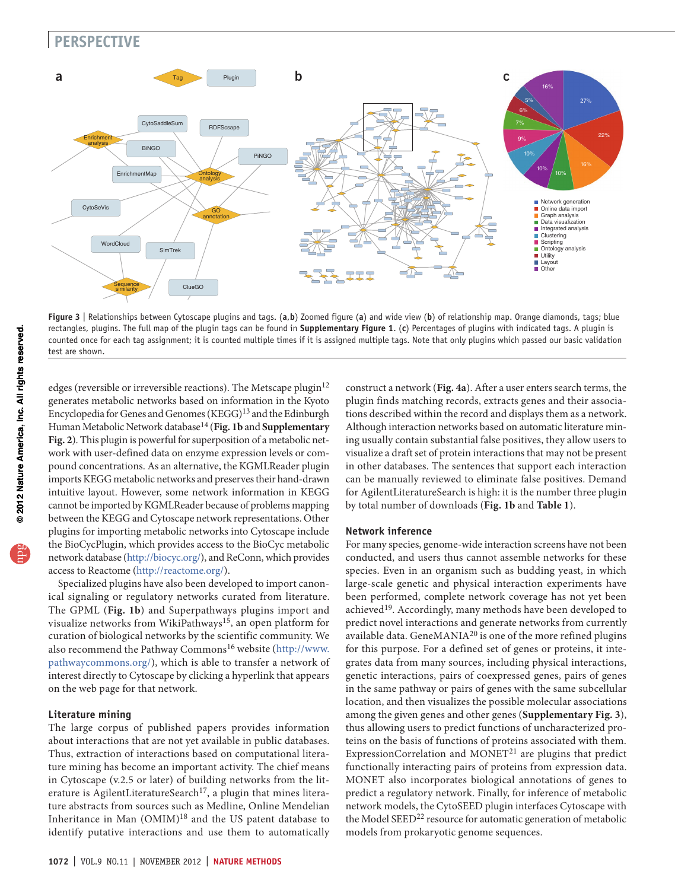Figure 3 | Relationships between Cytoscape plugins and tags. (**a**,**b**) Zoomed figure (**a**) and wide view (**b**) of relationship map. Orange diamonds, tags; blue rectangles, plugins. The full map of the plugin tags can be found in **Supplementary Figure 1**. (**c**) Percentages of plugins with indicated tags. A plugin is counted once for each tag assignment; it is counted multiple times if it is assigned multiple tags. Note that only plugins which passed our basic validation test are shown.

edges (reversible or irreversible reactions). The Metscape plugin[12] generates metabolic networks based on information in the Kyoto Encyclopedia for Genes and Genomes (KEGG)[13] and the Edinburgh Human Metabolic Network database[14] (**Fig. 1b** and **Supplementary Fig. 2**). This plugin is powerful for superposition of a metabolic network with user-defined data on enzyme expression levels or compound concentrations. As an alternative, the KGMLReader plugin imports KEGG metabolic networks and preserves their hand-drawn intuitive layout. However, some network information in KEGG cannot be imported by KGMLReader because of problems mapping between the KEGG and Cytoscape network representations. Other plugins for importing metabolic networks into Cytoscape include the BioCycPlugin, which provides access to the BioCyc metabolic network database (http://biocyc.org/), and ReConn, which provides access to Reactome (http://reactome.org/).

Specialized plugins have also been developed to import canonical signaling or regulatory networks curated from literature. The GPML (**Fig. 1b**) and Superpathways plugins import and visualize networks from WikiPathways[15], an open platform for curation of biological networks by the scientific community. We also recommend the Pathway Commons[16] website (http://www.pathwaycommons.org/), which is able to transfer a network of interest directly to Cytoscape by clicking a hyperlink that appears on the web page for that network.

### Literature mining

The large corpus of published papers provides information about interactions that are not yet available in public databases. Thus, extraction of interactions based on computational literature mining has become an important activity. The chief means in Cytoscape (v.2.5 or later) of building networks from the literature is AgilentLiteratureSearch[17], a plugin that mines literature abstracts from sources such as Medline, Online Mendelian Inheritance in Man (OMIM)[18] and the US patent database to identify putative interactions and use them to automatically construct a network (**Fig. 4a**). After a user enters search terms, the plugin finds matching records, extracts genes and their associations described within the record and displays them as a network. Although interaction networks based on automatic literature mining usually contain substantial false positives, they allow users to visualize a draft set of protein interactions that may not be present in other databases. The sentences that support each interaction can be manually reviewed to eliminate false positives. Demand for AgilentLiteratureSearch is high: it is the number three plugin by total number of downloads (**Fig. 1b** and **Table 1**).

### Network inference

For many species, genome-wide interaction screens have not been conducted, and users thus cannot assemble networks for these species. Even in an organism such as budding yeast, in which large-scale genetic and physical interaction experiments have been performed, complete network coverage has not yet been achieved[19]. Accordingly, many methods have been developed to predict novel interactions and generate networks from currently available data. GeneMANIA[20] is one of the more refined plugins for this purpose. For a defined set of genes or proteins, it integrates data from many sources, including physical interactions, genetic interactions, pairs of coexpressed genes, pairs of genes in the same pathway or pairs of genes with the same subcellular location, and then visualizes the possible molecular associations among the given genes and other genes (**Supplementary Fig. 3**), thus allowing users to predict functions of uncharacterized proteins on the basis of functions of proteins associated with them. ExpressionCorrelation and MONET[21] are plugins that predict functionally interacting pairs of proteins from expression data. MONET also incorporates biological annotations of genes to predict a regulatory network. Finally, for inference of metabolic network models, the CytoSEED plugin interfaces Cytoscape with the Model SEED[22] resource for automatic generation of metabolic models from prokaryotic genome sequences.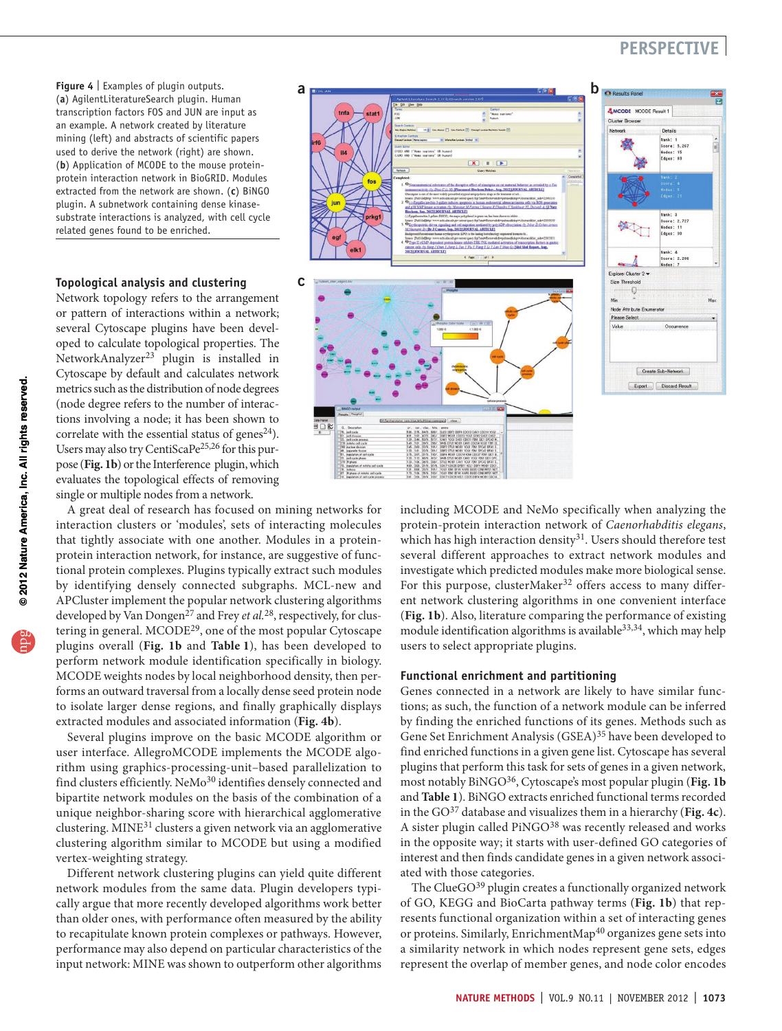**Figure 4** | Examples of plugin outputs. (**a**) AgilentLiteratureSearch plugin. Human transcription factors FOS and JUN are input as an example. A network created by literature mining (left) and abstracts of scientific papers used to derive the network (right) are shown. (**b**) Application of MCODE to the mouse protein-protein interaction network in BioGRID. Modules extracted from the network are shown. (**c**) BiNGO plugin. A subnetwork containing dense kinase-substrate interactions is analyzed, with cell cycle related genes found to be enriched.

### Topological analysis and clustering

Network topology refers to the arrangement or pattern of interactions within a network; several Cytoscape plugins have been developed to calculate topological properties. The NetworkAnalyzer[23] plugin is installed in Cytoscape by default and calculates network metrics such as the distribution of node degrees (node degree refers to the number of interactions involving a node; it has been shown to correlate with the essential status of genes[24]). Users may also try CentiScaPe[25,26] for this purpose (**Fig. 1b**) or the Interference plugin, which evaluates the topological effects of removing single or multiple nodes from a network.

A great deal of research has focused on mining networks for interaction clusters or 'modules', sets of interacting molecules that tightly associate with one another. Modules in a protein-protein interaction network, for instance, are suggestive of functional protein complexes. Plugins typically extract such modules by identifying densely connected subgraphs. MCL-new and APCluster implement the popular network clustering algorithms developed by Van Dongen[27] and Frey *et al.*[28], respectively, for clustering in general. MCODE[29], one of the most popular Cytoscape plugins overall (**Fig. 1b** and **Table 1**), has been developed to perform network module identification specifically in biology. MCODE weights nodes by local neighborhood density, then performs an outward traversal from a locally dense seed protein node to isolate larger dense regions, and finally graphically displays extracted modules and associated information (**Fig. 4b**).

Several plugins improve on the basic MCODE algorithm or user interface. AllegroMCODE implements the MCODE algorithm using graphics-processing-unit–based parallelization to find clusters efficiently. NeMo[30] identifies densely connected and bipartite network modules on the basis of the combination of a unique neighbor-sharing score with hierarchical agglomerative clustering. MINE[31] clusters a given network via an agglomerative clustering algorithm similar to MCODE but using a modified vertex-weighting strategy.

Different network clustering plugins can yield quite different network modules from the same data. Plugin developers typically argue that more recently developed algorithms work better than older ones, with performance often measured by the ability to recapitulate known protein complexes or pathways. However, performance may also depend on particular characteristics of the input network: MINE was shown to outperform other algorithms including MCODE and NeMo specifically when analyzing the protein-protein interaction network of *Caenorhabditis elegans*, which has high interaction density[31]. Users should therefore test several different approaches to extract network modules and investigate which predicted modules make more biological sense. For this purpose, clusterMaker[32] offers access to many different network clustering algorithms in one convenient interface (**Fig. 1b**). Also, literature comparing the performance of existing module identification algorithms is available[33,34], which may help users to select appropriate plugins.

### Functional enrichment and partitioning

Genes connected in a network are likely to have similar functions; as such, the function of a network module can be inferred by finding the enriched functions of its genes. Methods such as Gene Set Enrichment Analysis (GSEA)[35] have been developed to find enriched functions in a given gene list. Cytoscape has several plugins that perform this task for sets of genes in a given network, most notably BiNGO[36], Cytoscape's most popular plugin (**Fig. 1b** and **Table 1**). BiNGO extracts enriched functional terms recorded in the GO[37] database and visualizes them in a hierarchy (**Fig. 4c**). A sister plugin called PiNGO[38] was recently released and works in the opposite way; it starts with user-defined GO categories of interest and then finds candidate genes in a given network associated with those categories.

The ClueGO[39] plugin creates a functionally organized network of GO, KEGG and BioCarta pathway terms (**Fig. 1b**) that represents functional organization within a set of interacting genes or proteins. Similarly, EnrichmentMap[40] organizes gene sets into a similarity network in which nodes represent gene sets, edges represent the overlap of member genes, and node color encodes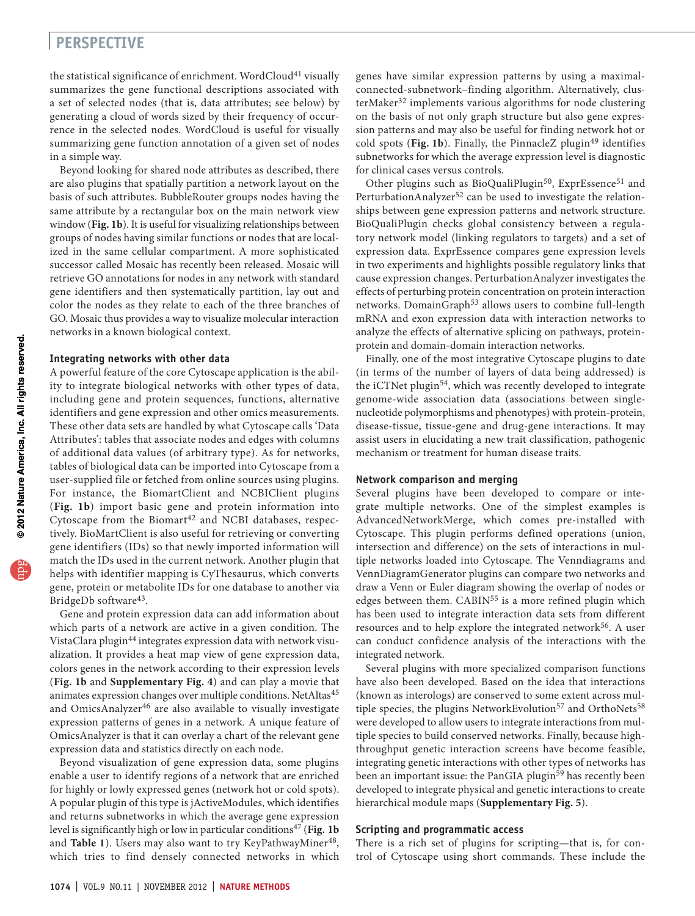the statistical significance of enrichment. WordCloud[41] visually summarizes the gene functional descriptions associated with a set of selected nodes (that is, data attributes; see below) by generating a cloud of words sized by their frequency of occurrence in the selected nodes. WordCloud is useful for visually summarizing gene function annotation of a given set of nodes in a simple way.

Beyond looking for shared node attributes as described, there are also plugins that spatially partition a network layout on the basis of such attributes. BubbleRouter groups nodes having the same attribute by a rectangular box on the main network view window (**Fig. 1b**). It is useful for visualizing relationships between groups of nodes having similar functions or nodes that are localized in the same cellular compartment. A more sophisticated successor called Mosaic has recently been released. Mosaic will retrieve GO annotations for nodes in any network with standard gene identifiers and then systematically partition, lay out and color the nodes as they relate to each of the three branches of GO. Mosaic thus provides a way to visualize molecular interaction networks in a known biological context.

### Integrating networks with other data

A powerful feature of the core Cytoscape application is the ability to integrate biological networks with other types of data, including gene and protein sequences, functions, alternative identifiers and gene expression and other omics measurements. These other data sets are handled by what Cytoscape calls 'Data Attributes': tables that associate nodes and edges with columns of additional data values (of arbitrary type). As for networks, tables of biological data can be imported into Cytoscape from a user-supplied file or fetched from online sources using plugins. For instance, the BiomartClient and NCBIClient plugins (**Fig. 1b**) import basic gene and protein information into Cytoscape from the Biomart[42] and NCBI databases, respectively. BioMartClient is also useful for retrieving or converting gene identifiers (IDs) so that newly imported information will match the IDs used in the current network. Another plugin that helps with identifier mapping is CyThesaurus, which converts gene, protein or metabolite IDs for one database to another via BridgeDb software[43].

Gene and protein expression data can add information about which parts of a network are active in a given condition. The VistaClara plugin[44] integrates expression data with network visualization. It provides a heat map view of gene expression data, colors genes in the network according to their expression levels (**Fig. 1b** and **Supplementary Fig. 4**) and can play a movie that animates expression changes over multiple conditions. NetAltas[45] and OmicsAnalyzer[46] are also available to visually investigate expression patterns of genes in a network. A unique feature of OmicsAnalyzer is that it can overlay a chart of the relevant gene expression data and statistics directly on each node.

Beyond visualization of gene expression data, some plugins enable a user to identify regions of a network that are enriched for highly or lowly expressed genes (network hot or cold spots). A popular plugin of this type is jActiveModules, which identifies and returns subnetworks in which the average gene expression level is significantly high or low in particular conditions[47] (**Fig. 1b** and **Table 1**). Users may also want to try KeyPathwayMiner[48], which tries to find densely connected networks in which genes have similar expression patterns by using a maximal-connected-subnetwork–finding algorithm. Alternatively, clusterMaker[32] implements various algorithms for node clustering on the basis of not only graph structure but also gene expression patterns and may also be useful for finding network hot or cold spots (**Fig. 1b**). Finally, the PinnacleZ plugin[49] identifies subnetworks for which the average expression level is diagnostic for clinical cases versus controls.

Other plugins such as BioQualiPlugin[50], ExprEssence[51] and PerturbationAnalyzer[52] can be used to investigate the relationships between gene expression patterns and network structure. BioQualiPlugin checks global consistency between a regulatory network model (linking regulators to targets) and a set of expression data. ExprEssence compares gene expression levels in two experiments and highlights possible regulatory links that cause expression changes. PerturbationAnalyzer investigates the effects of perturbing protein concentration on protein interaction networks. DomainGraph[53] allows users to combine full-length mRNA and exon expression data with interaction networks to analyze the effects of alternative splicing on pathways, protein-protein and domain-domain interaction networks.

Finally, one of the most integrative Cytoscape plugins to date (in terms of the number of layers of data being addressed) is the iCTNet plugin[54], which was recently developed to integrate genome-wide association data (associations between single-nucleotide polymorphisms and phenotypes) with protein-protein, disease-tissue, tissue-gene and drug-gene interactions. It may assist users in elucidating a new trait classification, pathogenic mechanism or treatment for human disease traits.

### Network comparison and merging

Several plugins have been developed to compare or integrate multiple networks. One of the simplest examples is AdvancedNetworkMerge, which comes pre-installed with Cytoscape. This plugin performs defined operations (union, intersection and difference) on the sets of interactions in multiple networks loaded into Cytoscape. The Venndiagrams and VennDiagramGenerator plugins can compare two networks and draw a Venn or Euler diagram showing the overlap of nodes or edges between them. CABIN[55] is a more refined plugin which has been used to integrate interaction data sets from different resources and to help explore the integrated network[56]. A user can conduct confidence analysis of the interactions with the integrated network.

Several plugins with more specialized comparison functions have also been developed. Based on the idea that interactions (known as interologs) are conserved to some extent across multiple species, the plugins NetworkEvolution[57] and OrthoNets[58] were developed to allow users to integrate interactions from multiple species to build conserved networks. Finally, because high-throughput genetic interaction screens have become feasible, integrating genetic interactions with other types of networks has been an important issue: the PanGIA plugin[59] has recently been developed to integrate physical and genetic interactions to create hierarchical module maps (**Supplementary Fig. 5**).

### Scripting and programmatic access

There is a rich set of plugins for scripting—that is, for control of Cytoscape using short commands. These include the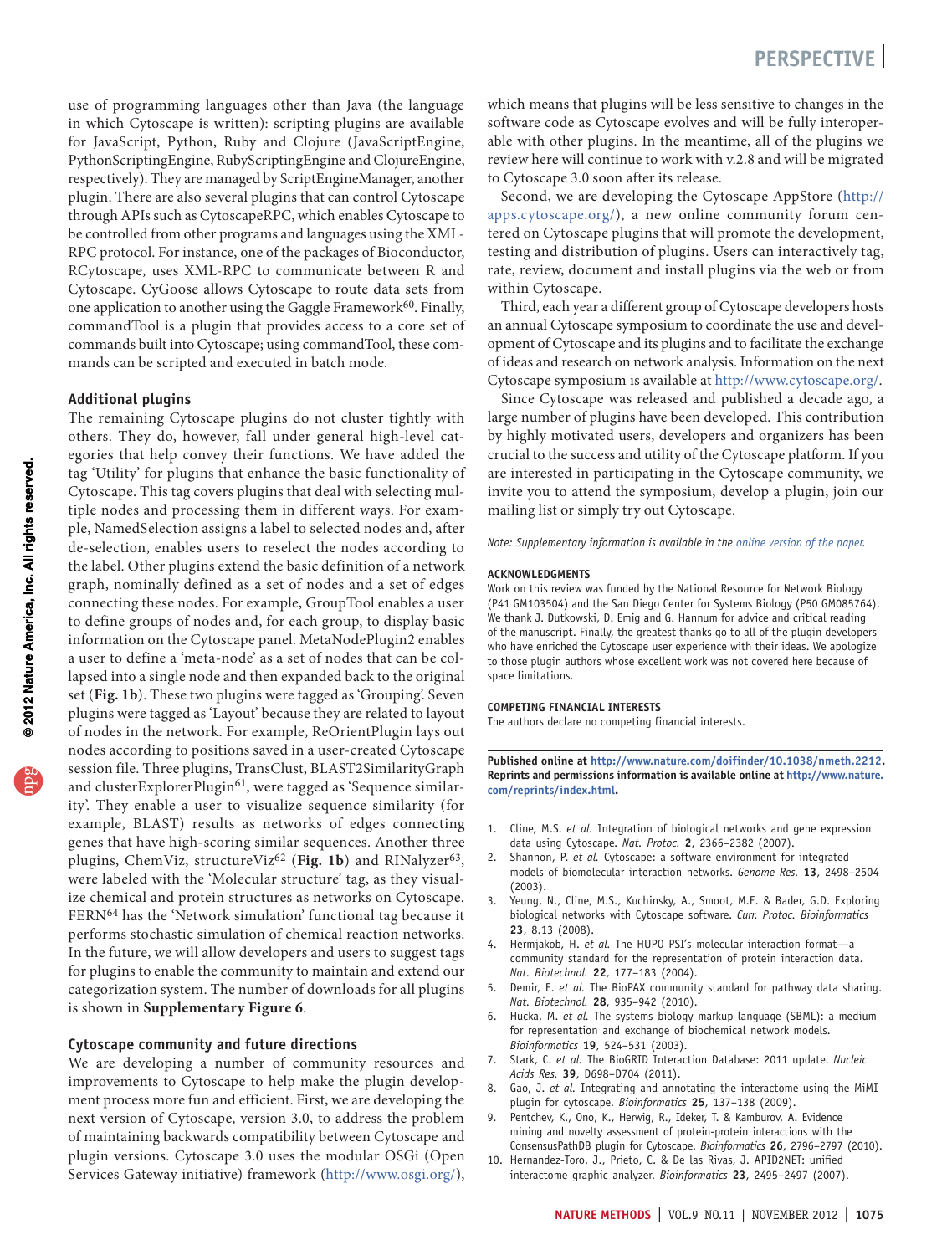use of programming languages other than Java (the language in which Cytoscape is written): scripting plugins are available for JavaScript, Python, Ruby and Clojure (JavaScriptEngine, PythonScriptingEngine, RubyScriptingEngine and ClojureEngine, respectively). They are managed by ScriptEngineManager, another plugin. There are also several plugins that can control Cytoscape through APIs such as CytoscapeRPC, which enables Cytoscape to be controlled from other programs and languages using the XML-RPC protocol. For instance, one of the packages of Bioconductor, RCytoscape, uses XML-RPC to communicate between R and Cytoscape. CyGoose allows Cytoscape to route data sets from one application to another using the Gaggle Framework[60]. Finally, commandTool is a plugin that provides access to a core set of commands built into Cytoscape; using commandTool, these commands can be scripted and executed in batch mode.

### Additional plugins

The remaining Cytoscape plugins do not cluster tightly with others. They do, however, fall under general high-level categories that help convey their functions. We have added the tag 'Utility' for plugins that enhance the basic functionality of Cytoscape. This tag covers plugins that deal with selecting multiple nodes and processing them in different ways. For example, NamedSelection assigns a label to selected nodes and, after de-selection, enables users to reselect the nodes according to the label. Other plugins extend the basic definition of a network graph, nominally defined as a set of nodes and a set of edges connecting these nodes. For example, GroupTool enables a user to define groups of nodes and, for each group, to display basic information on the Cytoscape panel. MetaNodePlugin2 enables a user to define a 'meta-node' as a set of nodes that can be collapsed into a single node and then expanded back to the original set (**Fig. 1b**). These two plugins were tagged as 'Grouping'. Seven plugins were tagged as 'Layout' because they are related to layout of nodes in the network. For example, ReOrientPlugin lays out nodes according to positions saved in a user-created Cytoscape session file. Three plugins, TransClust, BLAST2SimilarityGraph and clusterExplorerPlugin[61], were tagged as 'Sequence similarity'. They enable a user to visualize sequence similarity (for example, BLAST) results as networks of edges connecting genes that have high-scoring similar sequences. Another three plugins, ChemViz, structureViz[62] (**Fig. 1b**) and RINalyzer[63], were labeled with the 'Molecular structure' tag, as they visualize chemical and protein structures as networks on Cytoscape. FERN[64] has the 'Network simulation' functional tag because it performs stochastic simulation of chemical reaction networks. In the future, we will allow developers and users to suggest tags for plugins to enable the community to maintain and extend our categorization system. The number of downloads for all plugins is shown in **Supplementary Figure 6**.

### Cytoscape community and future directions

We are developing a number of community resources and improvements to Cytoscape to help make the plugin development process more fun and efficient. First, we are developing the next version of Cytoscape, version 3.0, to address the problem of maintaining backwards compatibility between Cytoscape and plugin versions. Cytoscape 3.0 uses the modular OSGi (Open Services Gateway initiative) framework (http://www.osgi.org/), which means that plugins will be less sensitive to changes in the software code as Cytoscape evolves and will be fully interoperable with other plugins. In the meantime, all of the plugins we review here will continue to work with v.2.8 and will be migrated to Cytoscape 3.0 soon after its release.

Second, we are developing the Cytoscape AppStore (http://apps.cytoscape.org/), a new online community forum centered on Cytoscape plugins that will promote the development, testing and distribution of plugins. Users can interactively tag, rate, review, document and install plugins via the web or from within Cytoscape.

Third, each year a different group of Cytoscape developers hosts an annual Cytoscape symposium to coordinate the use and development of Cytoscape and its plugins and to facilitate the exchange of ideas and research on network analysis. Information on the next Cytoscape symposium is available at http://www.cytoscape.org/.

Since Cytoscape was released and published a decade ago, a large number of plugins have been developed. This contribution by highly motivated users, developers and organizers has been crucial to the success and utility of the Cytoscape platform. If you are interested in participating in the Cytoscape community, we invite you to attend the symposium, develop a plugin, join our mailing list or simply try out Cytoscape.

*Note: Supplementary information is available in the online version of the paper.*

#### ACKNOWLEDGMENTS

Work on this review was funded by the National Resource for Network Biology (P41 GM103504) and the San Diego Center for Systems Biology (P50 GM085764). We thank J. Dutkowski, D. Emig and G. Hannum for advice and critical reading of the manuscript. Finally, the greatest thanks go to all of the plugin developers who have enriched the Cytoscape user experience with their ideas. We apologize to those plugin authors whose excellent work was not covered here because of space limitations.

#### COMPETING FINANCIAL INTERESTS

The authors declare no competing financial interests.

**Published online at http://www.nature.com/doifinder/10.1038/nmeth.2212. Reprints and permissions information is available online at http://www.nature.com/reprints/index.html.**

1. Cline, M.S. *et al.* Integration of biological networks and gene expression data using Cytoscape. *Nat. Protoc.* **2**, 2366–2382 (2007).
2. Shannon, P. *et al.* Cytoscape: a software environment for integrated models of biomolecular interaction networks. *Genome Res.* **13**, 2498–2504 (2003).
3. Yeung, N., Cline, M.S., Kuchinsky, A., Smoot, M.E. & Bader, G.D. Exploring biological networks with Cytoscape software. *Curr. Protoc. Bioinformatics* **23**, 8.13 (2008).
4. Hermjakob, H. *et al.* The HUPO PSI's molecular interaction format—a community standard for the representation of protein interaction data. *Nat. Biotechnol.* **22**, 177–183 (2004).
5. Demir, E. *et al.* The BioPAX community standard for pathway data sharing. *Nat. Biotechnol.* **28**, 935–942 (2010).
6. Hucka, M. *et al.* The systems biology markup language (SBML): a medium for representation and exchange of biochemical network models. *Bioinformatics* **19**, 524–531 (2003).
7. Stark, C. *et al.* The BioGRID Interaction Database: 2011 update. *Nucleic Acids Res.* **39**, D698–D704 (2011).
8. Gao, J. *et al.* Integrating and annotating the interactome using the MiMI plugin for cytoscape. *Bioinformatics* **25**, 137–138 (2009).
9. Pentchev, K., Ono, K., Herwig, R., Ideker, T. & Kamburov, A. Evidence mining and novelty assessment of protein-protein interactions with the ConsensusPathDB plugin for Cytoscape. *Bioinformatics* **26**, 2796–2797 (2010).
10. Hernandez-Toro, J., Prieto, C. & De las Rivas, J. APID2NET: unified interactome graphic analyzer. *Bioinformatics* **23**, 2495–2497 (2007).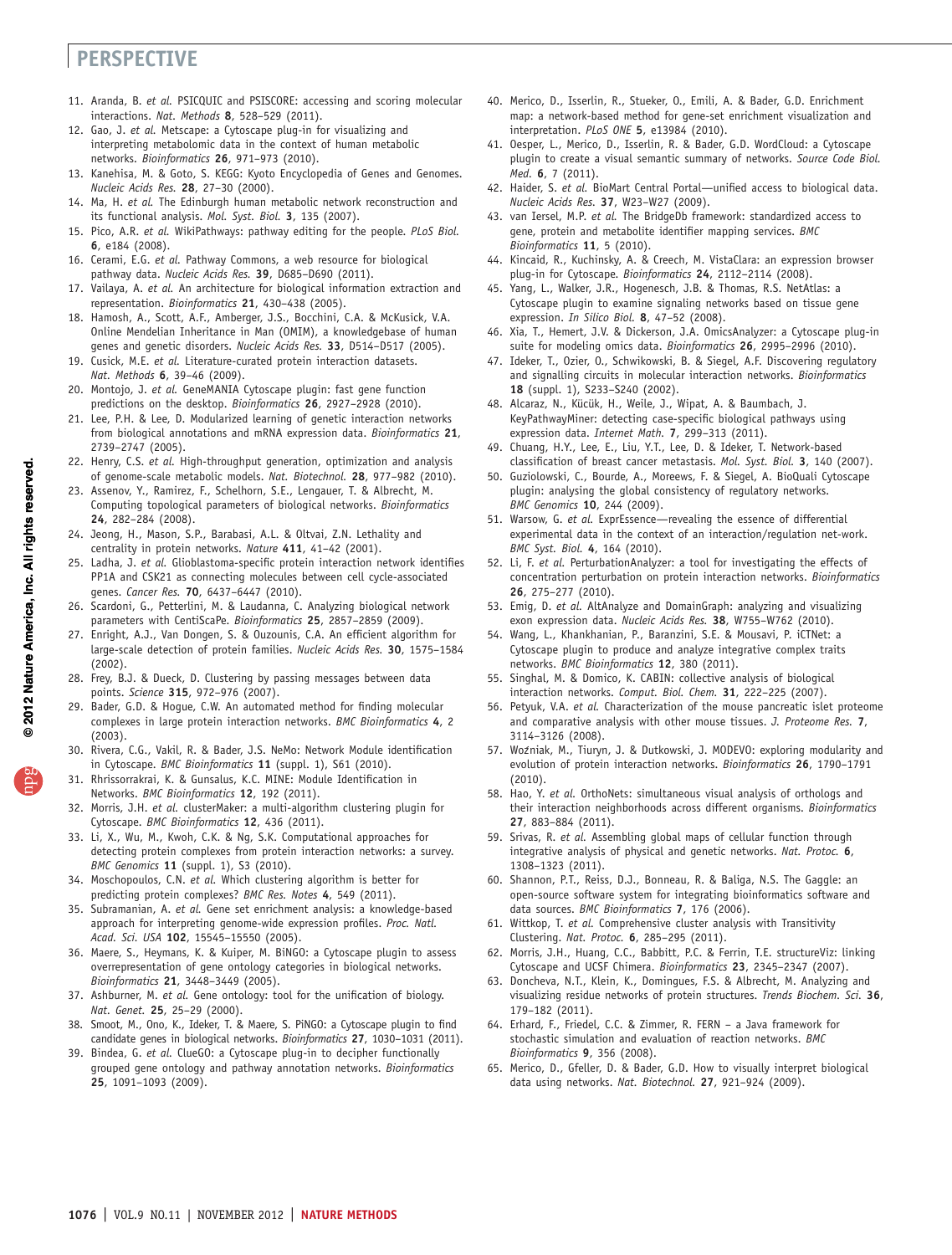11. Aranda, B. *et al.* PSICQUIC and PSISCORE: accessing and scoring molecular interactions. *Nat. Methods* **8**, 528–529 (2011).
12. Gao, J. *et al.* Metscape: a Cytoscape plug-in for visualizing and interpreting metabolomic data in the context of human metabolic networks. *Bioinformatics* **26**, 971–973 (2010).
13. Kanehisa, M. & Goto, S. KEGG: Kyoto Encyclopedia of Genes and Genomes. *Nucleic Acids Res.* **28**, 27–30 (2000).
14. Ma, H. *et al.* The Edinburgh human metabolic network reconstruction and its functional analysis. *Mol. Syst. Biol.* **3**, 135 (2007).
15. Pico, A.R. *et al.* WikiPathways: pathway editing for the people. *PLoS Biol.* **6**, e184 (2008).
16. Cerami, E.G. *et al.* Pathway Commons, a web resource for biological pathway data. *Nucleic Acids Res.* **39**, D685–D690 (2011).
17. Vailaya, A. *et al.* An architecture for biological information extraction and representation. *Bioinformatics* **21**, 430–438 (2005).
18. Hamosh, A., Scott, A.F., Amberger, J.S., Bocchini, C.A. & McKusick, V.A. Online Mendelian Inheritance in Man (OMIM), a knowledgebase of human genes and genetic disorders. *Nucleic Acids Res.* **33**, D514–D517 (2005).
19. Cusick, M.E. *et al.* Literature-curated protein interaction datasets. *Nat. Methods* **6**, 39–46 (2009).
20. Montojo, J. *et al.* GeneMANIA Cytoscape plugin: fast gene function predictions on the desktop. *Bioinformatics* **26**, 2927–2928 (2010).
21. Lee, P.H. & Lee, D. Modularized learning of genetic interaction networks from biological annotations and mRNA expression data. *Bioinformatics* **21**, 2739–2747 (2005).
22. Henry, C.S. *et al.* High-throughput generation, optimization and analysis of genome-scale metabolic models. *Nat. Biotechnol.* **28**, 977–982 (2010).
23. Assenov, Y., Ramirez, F., Schelhorn, S.E., Lengauer, T. & Albrecht, M. Computing topological parameters of biological networks. *Bioinformatics* **24**, 282–284 (2008).
24. Jeong, H., Mason, S.P., Barabasi, A.L. & Oltvai, Z.N. Lethality and centrality in protein networks. *Nature* **411**, 41–42 (2001).
25. Ladha, J. *et al.* Glioblastoma-specific protein interaction network identifies PP1A and CSK21 as connecting molecules between cell cycle-associated genes. *Cancer Res.* **70**, 6437–6447 (2010).
26. Scardoni, G., Petterlini, M. & Laudanna, C. Analyzing biological network parameters with CentiScaPe. *Bioinformatics* **25**, 2857–2859 (2009).
27. Enright, A.J., Van Dongen, S. & Ouzounis, C.A. An efficient algorithm for large-scale detection of protein families. *Nucleic Acids Res.* **30**, 1575–1584 (2002).
28. Frey, B.J. & Dueck, D. Clustering by passing messages between data points. *Science* **315**, 972–976 (2007).
29. Bader, G.D. & Hogue, C.W. An automated method for finding molecular complexes in large protein interaction networks. *BMC Bioinformatics* **4**, 2 (2003).
30. Rivera, C.G., Vakil, R. & Bader, J.S. NeMo: Network Module identification in Cytoscape. *BMC Bioinformatics* **11** (suppl. 1), S61 (2010).
31. Rhrissorrakrai, K. & Gunsalus, K.C. MINE: Module Identification in Networks. *BMC Bioinformatics* **12**, 192 (2011).
32. Morris, J.H. *et al.* clusterMaker: a multi-algorithm clustering plugin for Cytoscape. *BMC Bioinformatics* **12**, 436 (2011).
33. Li, X., Wu, M., Kwoh, C.K. & Ng, S.K. Computational approaches for detecting protein complexes from protein interaction networks: a survey. *BMC Genomics* **11** (suppl. 1), S3 (2010).
34. Moschopoulos, C.N. *et al.* Which clustering algorithm is better for predicting protein complexes? *BMC Res. Notes* **4**, 549 (2011).
35. Subramanian, A. *et al.* Gene set enrichment analysis: a knowledge-based approach for interpreting genome-wide expression profiles. *Proc. Natl. Acad. Sci. USA* **102**, 15545–15550 (2005).
36. Maere, S., Heymans, K. & Kuiper, M. BiNGO: a Cytoscape plugin to assess overrepresentation of gene ontology categories in biological networks. *Bioinformatics* **21**, 3448–3449 (2005).
37. Ashburner, M. *et al.* Gene ontology: tool for the unification of biology. *Nat. Genet.* **25**, 25–29 (2000).
38. Smoot, M., Ono, K., Ideker, T. & Maere, S. PiNGO: a Cytoscape plugin to find candidate genes in biological networks. *Bioinformatics* **27**, 1030–1031 (2011).
39. Bindea, G. *et al.* ClueGO: a Cytoscape plug-in to decipher functionally grouped gene ontology and pathway annotation networks. *Bioinformatics* **25**, 1091–1093 (2009).
40. Merico, D., Isserlin, R., Stueker, O., Emili, A. & Bader, G.D. Enrichment map: a network-based method for gene-set enrichment visualization and interpretation. *PLoS ONE* **5**, e13984 (2010).
41. Oesper, L., Merico, D., Isserlin, R. & Bader, G.D. WordCloud: a Cytoscape plugin to create a visual semantic summary of networks. *Source Code Biol. Med.* **6**, 7 (2011).
42. Haider, S. *et al.* BioMart Central Portal—unified access to biological data. *Nucleic Acids Res.* **37**, W23–W27 (2009).
43. van Iersel, M.P. *et al.* The BridgeDb framework: standardized access to gene, protein and metabolite identifier mapping services. *BMC Bioinformatics* **11**, 5 (2010).
44. Kincaid, R., Kuchinsky, A. & Creech, M. VistaClara: an expression browser plug-in for Cytoscape. *Bioinformatics* **24**, 2112–2114 (2008).
45. Yang, L., Walker, J.R., Hogenesch, J.B. & Thomas, R.S. NetAtlas: a Cytoscape plugin to examine signaling networks based on tissue gene expression. *In Silico Biol.* **8**, 47–52 (2008).
46. Xia, T., Hemert, J.V. & Dickerson, J.A. OmicsAnalyzer: a Cytoscape plug-in suite for modeling omics data. *Bioinformatics* **26**, 2995–2996 (2010).
47. Ideker, T., Ozier, O., Schwikowski, B. & Siegel, A.F. Discovering regulatory and signalling circuits in molecular interaction networks. *Bioinformatics* **18** (suppl. 1), S233–S240 (2002).
48. Alcaraz, N., Kücük, H., Weile, J., Wipat, A. & Baumbach, J. KeyPathwayMiner: detecting case-specific biological pathways using expression data. *Internet Math.* **7**, 299–313 (2011).
49. Chuang, H.Y., Lee, E., Liu, Y.T., Lee, D. & Ideker, T. Network-based classification of breast cancer metastasis. *Mol. Syst. Biol.* **3**, 140 (2007).
50. Guziolowski, C., Bourde, A., Moreews, F. & Siegel, A. BioQuali Cytoscape plugin: analysing the global consistency of regulatory networks. *BMC Genomics* **10**, 244 (2009).
51. Warsow, G. *et al.* ExprEssence—revealing the essence of differential experimental data in the context of an interaction/regulation net-work. *BMC Syst. Biol.* **4**, 164 (2010).
52. Li, F. *et al.* PerturbationAnalyzer: a tool for investigating the effects of concentration perturbation on protein interaction networks. *Bioinformatics* **26**, 275–277 (2010).
53. Emig, D. *et al.* AltAnalyze and DomainGraph: analyzing and visualizing exon expression data. *Nucleic Acids Res.* **38**, W755–W762 (2010).
54. Wang, L., Khankhanian, P., Baranzini, S.E. & Mousavi, P. iCTNet: a Cytoscape plugin to produce and analyze integrative complex traits networks. *BMC Bioinformatics* **12**, 380 (2011).
55. Singhal, M. & Domico, K. CABIN: collective analysis of biological interaction networks. *Comput. Biol. Chem.* **31**, 222–225 (2007).
56. Petyuk, V.A. *et al.* Characterization of the mouse pancreatic islet proteome and comparative analysis with other mouse tissues. *J. Proteome Res.* **7**, 3114–3126 (2008).
57. Woźniak, M., Tiuryn, J. & Dutkowski, J. MODEVO: exploring modularity and evolution of protein interaction networks. *Bioinformatics* **26**, 1790–1791 (2010).
58. Hao, Y. *et al.* OrthoNets: simultaneous visual analysis of orthologs and their interaction neighborhoods across different organisms. *Bioinformatics* **27**, 883–884 (2011).
59. Srivas, R. *et al.* Assembling global maps of cellular function through integrative analysis of physical and genetic networks. *Nat. Protoc.* **6**, 1308–1323 (2011).
60. Shannon, P.T., Reiss, D.J., Bonneau, R. & Baliga, N.S. The Gaggle: an open-source software system for integrating bioinformatics software and data sources. *BMC Bioinformatics* **7**, 176 (2006).
61. Wittkop, T. *et al.* Comprehensive cluster analysis with Transitivity Clustering. *Nat. Protoc.* **6**, 285–295 (2011).
62. Morris, J.H., Huang, C.C., Babbitt, P.C. & Ferrin, T.E. structureViz: linking Cytoscape and UCSF Chimera. *Bioinformatics* **23**, 2345–2347 (2007).
63. Doncheva, N.T., Klein, K., Domingues, F.S. & Albrecht, M. Analyzing and visualizing residue networks of protein structures. *Trends Biochem. Sci.* **36**, 179–182 (2011).
64. Erhard, F., Friedel, C.C. & Zimmer, R. FERN – a Java framework for stochastic simulation and evaluation of reaction networks. *BMC Bioinformatics* **9**, 356 (2008).
65. Merico, D., Gfeller, D. & Bader, G.D. How to visually interpret biological data using networks. *Nat. Biotechnol.* **27**, 921–924 (2009).